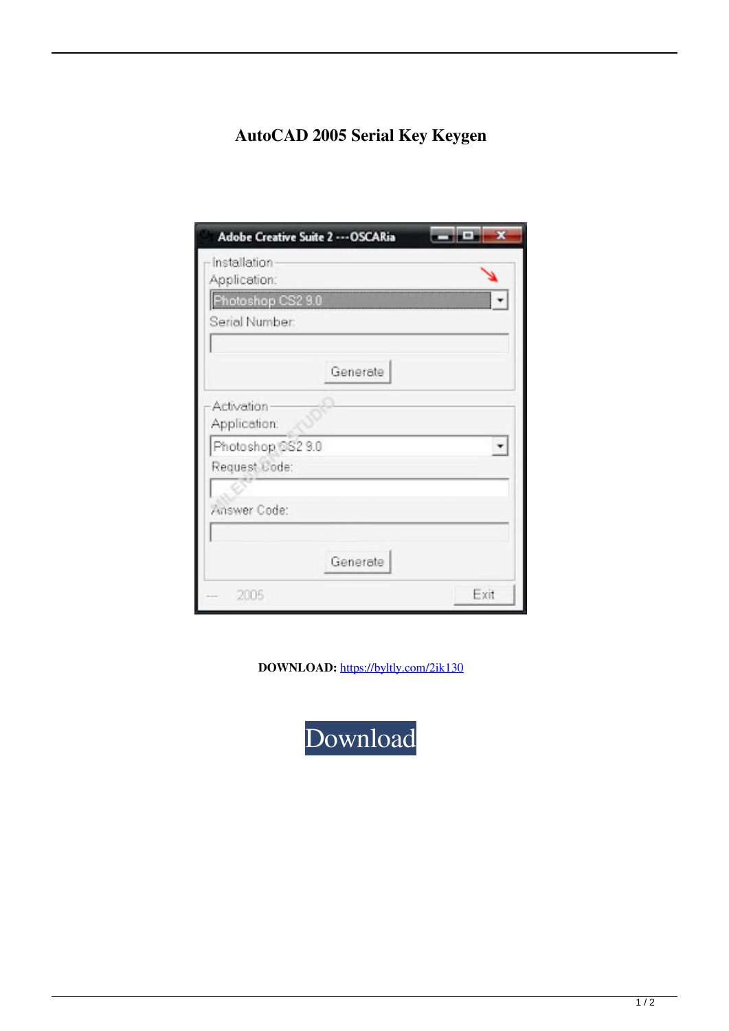# AutoCAD 2005 Serial Key Keygen

**DOWNLOAD:** https://byltly.com/2ik130

Download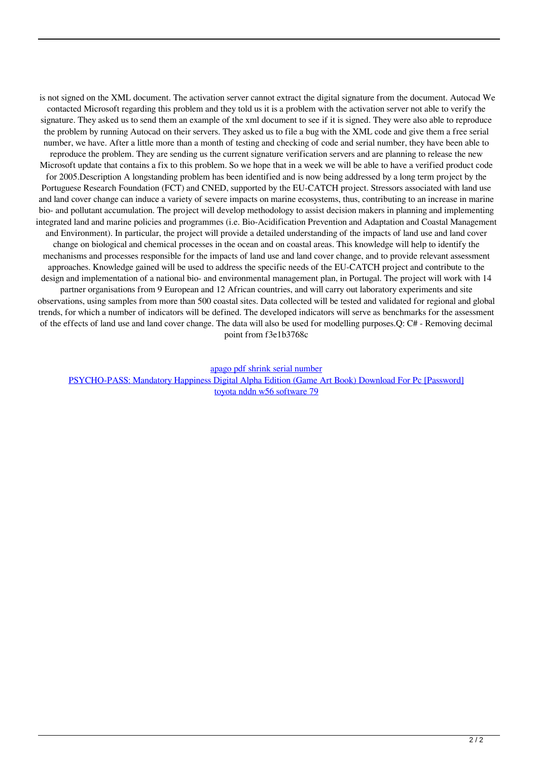is not signed on the XML document. The activation server cannot extract the digital signature from the document. Autocad We contacted Microsoft regarding this problem and they told us it is a problem with the activation server not able to verify the signature. They asked us to send them an example of the xml document to see if it is signed. They were also able to reproduce the problem by running Autocad on their servers. They asked us to file a bug with the XML code and give them a free serial number, we have. After a little more than a month of testing and checking of code and serial number, they have been able to reproduce the problem. They are sending us the current signature verification servers and are planning to release the new Microsoft update that contains a fix to this problem. So we hope that in a week we will be able to have a verified product code for 2005.Description A longstanding problem has been identified and is now being addressed by a long term project by the Portuguese Research Foundation (FCT) and CNED, supported by the EU-CATCH project. Stressors associated with land use and land cover change can induce a variety of severe impacts on marine ecosystems, thus, contributing to an increase in marine bio- and pollutant accumulation. The project will develop methodology to assist decision makers in planning and implementing integrated land and marine policies and programmes (i.e. Bio-Acidification Prevention and Adaptation and Coastal Management and Environment). In particular, the project will provide a detailed understanding of the impacts of land use and land cover change on biological and chemical processes in the ocean and on coastal areas. This knowledge will help to identify the mechanisms and processes responsible for the impacts of land use and land cover change, and to provide relevant assessment approaches. Knowledge gained will be used to address the specific needs of the EU-CATCH project and contribute to the design and implementation of a national bio- and environmental management plan, in Portugal. The project will work with 14 partner organisations from 9 European and 12 African countries, and will carry out laboratory experiments and site observations, using samples from more than 500 coastal sites. Data collected will be tested and validated for regional and global trends, for which a number of indicators will be defined. The developed indicators will serve as benchmarks for the assessment of the effects of land use and land cover change. The data will also be used for modelling purposes.Q: C# - Removing decimal point from f3e1b3768c

apago pdf shrink serial number
PSYCHO-PASS: Mandatory Happiness Digital Alpha Edition (Game Art Book) Download For Pc [Password]
toyota nddn w56 software 79